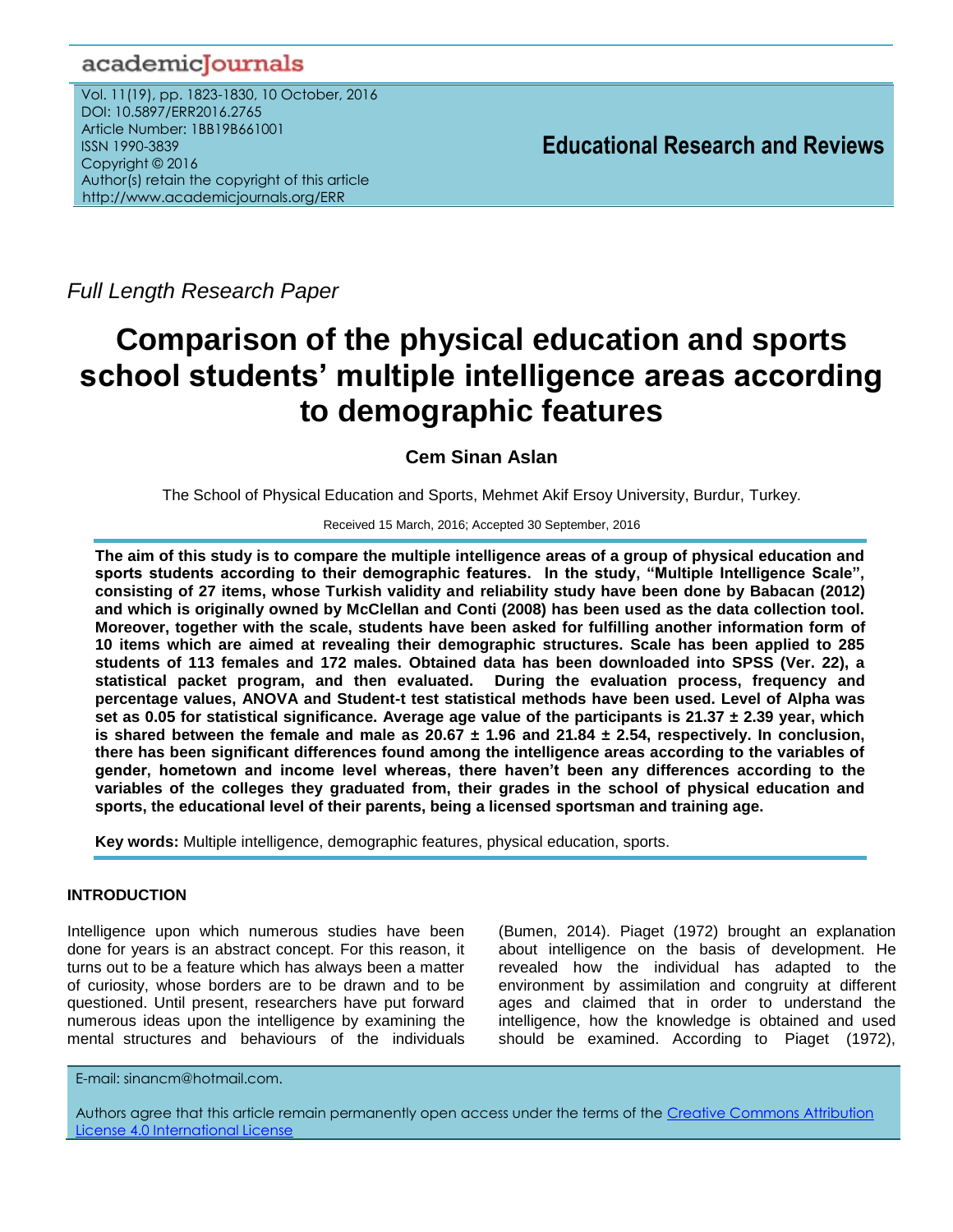*Full Length Research Paper*

# Comparison of the physical education and sports school students' multiple intelligence areas according to demographic features

**Cem Sinan Aslan**

The School of Physical Education and Sports, Mehmet Akif Ersoy University, Burdur, Turkey.

Received 15 March, 2016; Accepted 30 September, 2016

**The aim of this study is to compare the multiple intelligence areas of a group of physical education and sports students according to their demographic features. In the study, "Multiple Intelligence Scale", consisting of 27 items, whose Turkish validity and reliability study have been done by Babacan (2012) and which is originally owned by McClellan and Conti (2008) has been used as the data collection tool. Moreover, together with the scale, students have been asked for fulfilling another information form of 10 items which are aimed at revealing their demographic structures. Scale has been applied to 285 students of 113 females and 172 males. Obtained data has been downloaded into SPSS (Ver. 22), a statistical packet program, and then evaluated. During the evaluation process, frequency and percentage values, ANOVA and Student-t test statistical methods have been used. Level of Alpha was set as 0.05 for statistical significance. Average age value of the participants is 21.37 ± 2.39 year, which is shared between the female and male as 20.67 ± 1.96 and 21.84 ± 2.54, respectively. In conclusion, there has been significant differences found among the intelligence areas according to the variables of gender, hometown and income level whereas, there haven't been any differences according to the variables of the colleges they graduated from, their grades in the school of physical education and sports, the educational level of their parents, being a licensed sportsman and training age.**

**Key words:** Multiple intelligence, demographic features, physical education, sports.

## INTRODUCTION

Intelligence upon which numerous studies have been done for years is an abstract concept. For this reason, it turns out to be a feature which has always been a matter of curiosity, whose borders are to be drawn and to be questioned. Until present, researchers have put forward numerous ideas upon the intelligence by examining the mental structures and behaviours of the individuals (Bumen, 2014). Piaget (1972) brought an explanation about intelligence on the basis of development. He revealed how the individual has adapted to the environment by assimilation and congruity at different ages and claimed that in order to understand the intelligence, how the knowledge is obtained and used should be examined. According to Piaget (1972),

E-mail: sinancm@hotmail.com.

Authors agree that this article remain permanently open access under the terms of the Creative Commons Attribution License 4.0 International License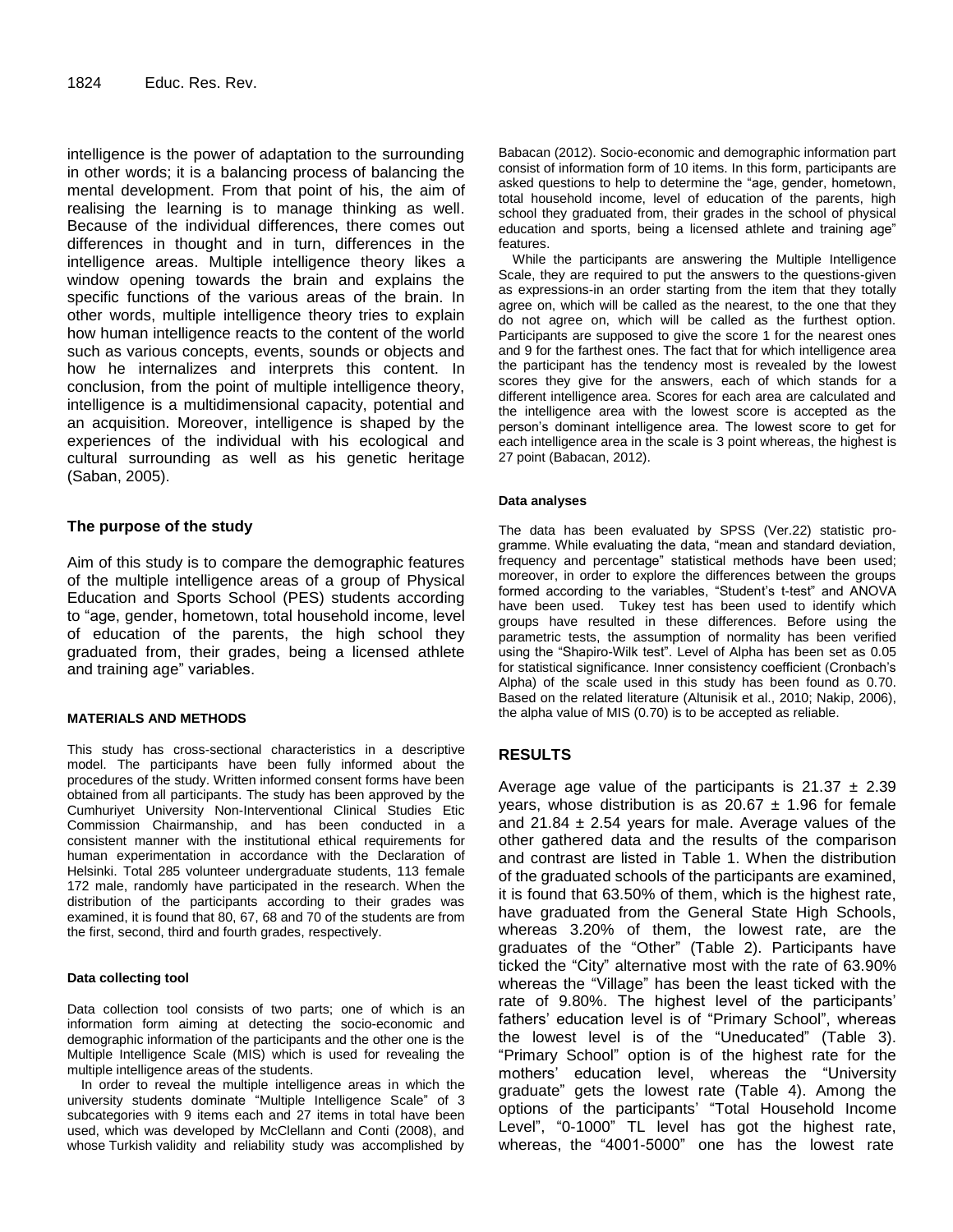intelligence is the power of adaptation to the surrounding in other words; it is a balancing process of balancing the mental development. From that point of his, the aim of realising the learning is to manage thinking as well. Because of the individual differences, there comes out differences in thought and in turn, differences in the intelligence areas. Multiple intelligence theory likes a window opening towards the brain and explains the specific functions of the various areas of the brain. In other words, multiple intelligence theory tries to explain how human intelligence reacts to the content of the world such as various concepts, events, sounds or objects and how he internalizes and interprets this content. In conclusion, from the point of multiple intelligence theory, intelligence is a multidimensional capacity, potential and an acquisition. Moreover, intelligence is shaped by the experiences of the individual with his ecological and cultural surrounding as well as his genetic heritage (Saban, 2005).

## The purpose of the study

Aim of this study is to compare the demographic features of the multiple intelligence areas of a group of Physical Education and Sports School (PES) students according to "age, gender, hometown, total household income, level of education of the parents, the high school they graduated from, their grades, being a licensed athlete and training age" variables.

## MATERIALS AND METHODS

This study has cross-sectional characteristics in a descriptive model. The participants have been fully informed about the procedures of the study. Written informed consent forms have been obtained from all participants. The study has been approved by the Cumhuriyet University Non-Interventional Clinical Studies Etic Commission Chairmanship, and has been conducted in a consistent manner with the institutional ethical requirements for human experimentation in accordance with the Declaration of Helsinki. Total 285 volunteer undergraduate students, 113 female 172 male, randomly have participated in the research. When the distribution of the participants according to their grades was examined, it is found that 80, 67, 68 and 70 of the students are from the first, second, third and fourth grades, respectively.

### Data collecting tool

Data collection tool consists of two parts; one of which is an information form aiming at detecting the socio-economic and demographic information of the participants and the other one is the Multiple Intelligence Scale (MIS) which is used for revealing the multiple intelligence areas of the students.

In order to reveal the multiple intelligence areas in which the university students dominate "Multiple Intelligence Scale" of 3 subcategories with 9 items each and 27 items in total have been used, which was developed by McClellann and Conti (2008), and whose Turkish validity and reliability study was accomplished by Babacan (2012). Socio-economic and demographic information part consist of information form of 10 items. In this form, participants are asked questions to help to determine the "age, gender, hometown, total household income, level of education of the parents, high school they graduated from, their grades in the school of physical education and sports, being a licensed athlete and training age" features.

While the participants are answering the Multiple Intelligence Scale, they are required to put the answers to the questions-given as expressions-in an order starting from the item that they totally agree on, which will be called as the nearest, to the one that they do not agree on, which will be called as the furthest option. Participants are supposed to give the score 1 for the nearest ones and 9 for the farthest ones. The fact that for which intelligence area the participant has the tendency most is revealed by the lowest scores they give for the answers, each of which stands for a different intelligence area. Scores for each area are calculated and the intelligence area with the lowest score is accepted as the person's dominant intelligence area. The lowest score to get for each intelligence area in the scale is 3 point whereas, the highest is 27 point (Babacan, 2012).

### Data analyses

The data has been evaluated by SPSS (Ver.22) statistic programme. While evaluating the data, "mean and standard deviation, frequency and percentage" statistical methods have been used; moreover, in order to explore the differences between the groups formed according to the variables, "Student's t-test" and ANOVA have been used. Tukey test has been used to identify which groups have resulted in these differences. Before using the parametric tests, the assumption of normality has been verified using the "Shapiro-Wilk test". Level of Alpha has been set as 0.05 for statistical significance. Inner consistency coefficient (Cronbach's Alpha) of the scale used in this study has been found as 0.70. Based on the related literature (Altunisik et al., 2010; Nakip, 2006), the alpha value of MIS (0.70) is to be accepted as reliable.

## RESULTS

Average age value of the participants is $21.37 \pm 2.39$ years, whose distribution is as $20.67 \pm 1.96$ for female and $21.84 \pm 2.54$ years for male. Average values of the other gathered data and the results of the comparison and contrast are listed in Table 1. When the distribution of the graduated schools of the participants are examined, it is found that 63.50% of them, which is the highest rate, have graduated from the General State High Schools, whereas 3.20% of them, the lowest rate, are the graduates of the "Other" (Table 2). Participants have ticked the "City" alternative most with the rate of 63.90% whereas the "Village" has been the least ticked with the rate of 9.80%. The highest level of the participants' fathers' education level is of "Primary School", whereas the lowest level is of the "Uneducated" (Table 3). "Primary School" option is of the highest rate for the mothers' education level, whereas the "University graduate" gets the lowest rate (Table 4). Among the options of the participants' "Total Household Income Level", "0-1000" TL level has got the highest rate, whereas, the "4001-5000" one has the lowest rate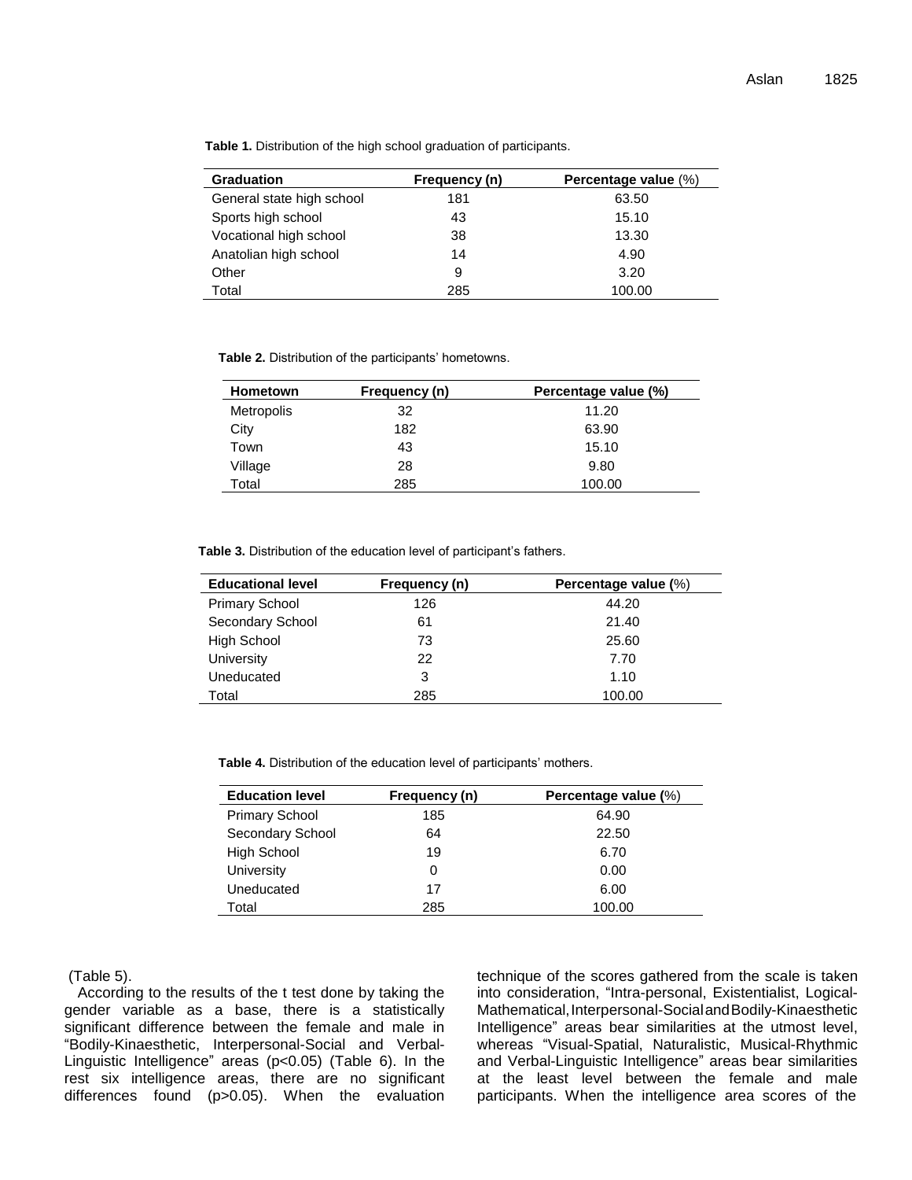**Table 1.** Distribution of the high school graduation of participants.

| Graduation | Frequency (n) | Percentage value (%) |
|---|---|---|
| General state high school | 181 | 63.50 |
| Sports high school | 43 | 15.10 |
| Vocational high school | 38 | 13.30 |
| Anatolian high school | 14 | 4.90 |
| Other | 9 | 3.20 |
| Total | 285 | 100.00 |

**Table 2.** Distribution of the participants' hometowns.

| Hometown | Frequency (n) | Percentage value (%) |
|---|---|---|
| Metropolis | 32 | 11.20 |
| City | 182 | 63.90 |
| Town | 43 | 15.10 |
| Village | 28 | 9.80 |
| Total | 285 | 100.00 |

**Table 3.** Distribution of the education level of participant's fathers.

| Educational level | Frequency (n) | Percentage value (%) |
|---|---|---|
| Primary School | 126 | 44.20 |
| Secondary School | 61 | 21.40 |
| High School | 73 | 25.60 |
| University | 22 | 7.70 |
| Uneducated | 3 | 1.10 |
| Total | 285 | 100.00 |

**Table 4.** Distribution of the education level of participants' mothers.

| Education level | Frequency (n) | Percentage value (%) |
|---|---|---|
| Primary School | 185 | 64.90 |
| Secondary School | 64 | 22.50 |
| High School | 19 | 6.70 |
| University | 0 | 0.00 |
| Uneducated | 17 | 6.00 |
| Total | 285 | 100.00 |

(Table 5).

According to the results of the t test done by taking the gender variable as a base, there is a statistically significant difference between the female and male in "Bodily-Kinaesthetic, Interpersonal-Social and Verbal-Linguistic Intelligence" areas ($p<0.05$) (Table 6). In the rest six intelligence areas, there are no significant differences found ($p>0.05$). When the evaluation technique of the scores gathered from the scale is taken into consideration, "Intra-personal, Existentialist, Logical-Mathematical, Interpersonal-Social and Bodily-Kinaesthetic Intelligence" areas bear similarities at the utmost level, whereas "Visual-Spatial, Naturalistic, Musical-Rhythmic and Verbal-Linguistic Intelligence" areas bear similarities at the least level between the female and male participants. When the intelligence area scores of the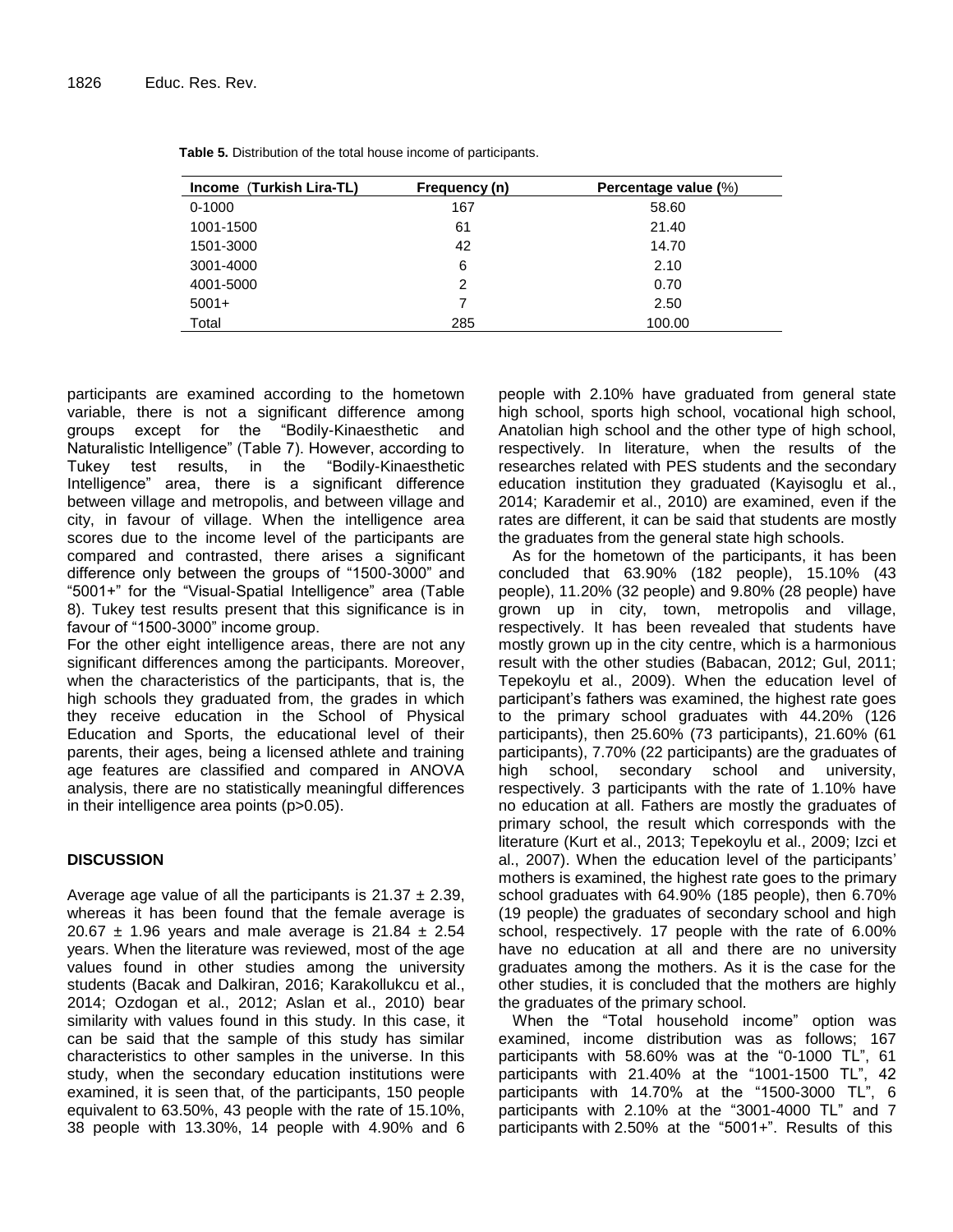**Table 5.** Distribution of the total house income of participants.

| Income (Turkish Lira-TL) | Frequency (n) | Percentage value (%) |
|---|---|---|
| 0-1000 | 167 | 58.60 |
| 1001-1500 | 61 | 21.40 |
| 1501-3000 | 42 | 14.70 |
| 3001-4000 | 6 | 2.10 |
| 4001-5000 | 2 | 0.70 |
| 5001+ | 7 | 2.50 |
| Total | 285 | 100.00 |

participants are examined according to the hometown variable, there is not a significant difference among groups except for the "Bodily-Kinaesthetic and Naturalistic Intelligence" (Table 7). However, according to Tukey test results, in the "Bodily-Kinaesthetic Intelligence" area, there is a significant difference between village and metropolis, and between village and city, in favour of village. When the intelligence area scores due to the income level of the participants are compared and contrasted, there arises a significant difference only between the groups of "1500-3000" and "5001+" for the "Visual-Spatial Intelligence" area (Table 8). Tukey test results present that this significance is in favour of "1500-3000" income group.

For the other eight intelligence areas, there are not any significant differences among the participants. Moreover, when the characteristics of the participants, that is, the high schools they graduated from, the grades in which they receive education in the School of Physical Education and Sports, the educational level of their parents, their ages, being a licensed athlete and training age features are classified and compared in ANOVA analysis, there are no statistically meaningful differences in their intelligence area points ($p>0.05$).

## DISCUSSION

Average age value of all the participants is $21.37 \pm 2.39$, whereas it has been found that the female average is $20.67 \pm 1.96$ years and male average is $21.84 \pm 2.54$ years. When the literature was reviewed, most of the age values found in other studies among the university students (Bacak and Dalkiran, 2016; Karakollukcu et al., 2014; Ozdogan et al., 2012; Aslan et al., 2010) bear similarity with values found in this study. In this case, it can be said that the sample of this study has similar characteristics to other samples in the universe. In this study, when the secondary education institutions were examined, it is seen that, of the participants, 150 people equivalent to 63.50%, 43 people with the rate of 15.10%, 38 people with 13.30%, 14 people with 4.90% and 6 people with 2.10% have graduated from general state high school, sports high school, vocational high school, Anatolian high school and the other type of high school, respectively. In literature, when the results of the researches related with PES students and the secondary education institution they graduated (Kayisoglu et al., 2014; Karademir et al., 2010) are examined, even if the rates are different, it can be said that students are mostly the graduates from the general state high schools.

As for the hometown of the participants, it has been concluded that 63.90% (182 people), 15.10% (43 people), 11.20% (32 people) and 9.80% (28 people) have grown up in city, town, metropolis and village, respectively. It has been revealed that students have mostly grown up in the city centre, which is a harmonious result with the other studies (Babacan, 2012; Gul, 2011; Tepekoylu et al., 2009). When the education level of participant's fathers was examined, the highest rate goes to the primary school graduates with 44.20% (126 participants), then 25.60% (73 participants), 21.60% (61 participants), 7.70% (22 participants) are the graduates of high school, secondary school and university, respectively. 3 participants with the rate of 1.10% have no education at all. Fathers are mostly the graduates of primary school, the result which corresponds with the literature (Kurt et al., 2013; Tepekoylu et al., 2009; Izci et al., 2007). When the education level of the participants' mothers is examined, the highest rate goes to the primary school graduates with 64.90% (185 people), then 6.70% (19 people) the graduates of secondary school and high school, respectively. 17 people with the rate of 6.00% have no education at all and there are no university graduates among the mothers. As it is the case for the other studies, it is concluded that the mothers are highly the graduates of the primary school.

When the "Total household income" option was examined, income distribution was as follows; 167 participants with 58.60% was at the "0-1000 TL", 61 participants with 21.40% at the "1001-1500 TL", 42 participants with 14.70% at the "1500-3000 TL", 6 participants with 2.10% at the "3001-4000 TL" and 7 participants with 2.50% at the "5001+". Results of this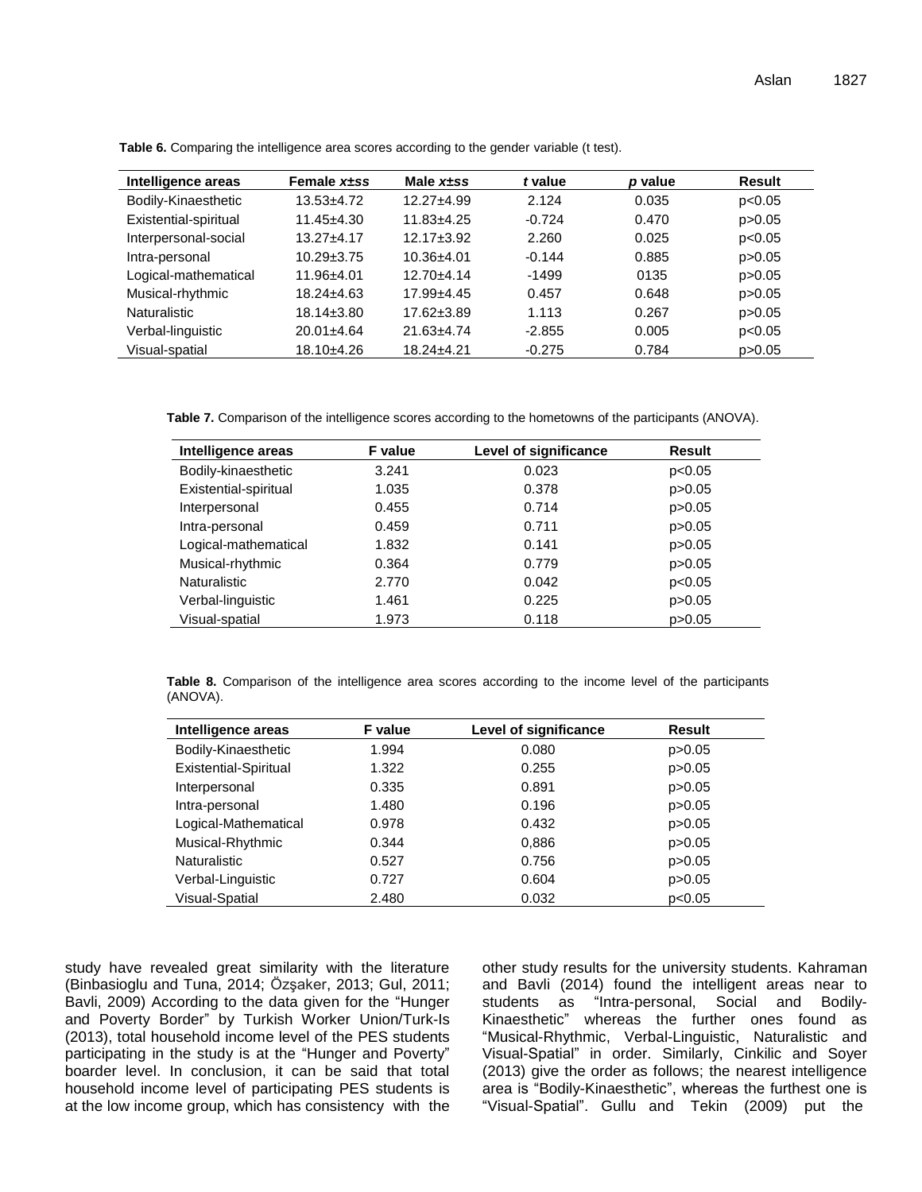**Table 6.** Comparing the intelligence area scores according to the gender variable (t test).

| Intelligence areas | Female *x±ss* | Male *x±ss* | *t* value | *p* value | Result |
|---|---|---|---|---|---|
| Bodily-Kinaesthetic | 13.53±4.72 | 12.27±4.99 | 2.124 | 0.035 | p<0.05 |
| Existential-spiritual | 11.45±4.30 | 11.83±4.25 | -0.724 | 0.470 | p>0.05 |
| Interpersonal-social | 13.27±4.17 | 12.17±3.92 | 2.260 | 0.025 | p<0.05 |
| Intra-personal | 10.29±3.75 | 10.36±4.01 | -0.144 | 0.885 | p>0.05 |
| Logical-mathematical | 11.96±4.01 | 12.70±4.14 | -1499 | 0135 | p>0.05 |
| Musical-rhythmic | 18.24±4.63 | 17.99±4.45 | 0.457 | 0.648 | p>0.05 |
| Naturalistic | 18.14±3.80 | 17.62±3.89 | 1.113 | 0.267 | p>0.05 |
| Verbal-linguistic | 20.01±4.64 | 21.63±4.74 | -2.855 | 0.005 | p<0.05 |
| Visual-spatial | 18.10±4.26 | 18.24±4.21 | -0.275 | 0.784 | p>0.05 |

**Table 7.** Comparison of the intelligence scores according to the hometowns of the participants (ANOVA).

| Intelligence areas | F value | Level of significance | Result |
|---|---|---|---|
| Bodily-kinaesthetic | 3.241 | 0.023 | p<0.05 |
| Existential-spiritual | 1.035 | 0.378 | p>0.05 |
| Interpersonal | 0.455 | 0.714 | p>0.05 |
| Intra-personal | 0.459 | 0.711 | p>0.05 |
| Logical-mathematical | 1.832 | 0.141 | p>0.05 |
| Musical-rhythmic | 0.364 | 0.779 | p>0.05 |
| Naturalistic | 2.770 | 0.042 | p<0.05 |
| Verbal-linguistic | 1.461 | 0.225 | p>0.05 |
| Visual-spatial | 1.973 | 0.118 | p>0.05 |

**Table 8.** Comparison of the intelligence area scores according to the income level of the participants (ANOVA).

| Intelligence areas | F value | Level of significance | Result |
|---|---|---|---|
| Bodily-Kinaesthetic | 1.994 | 0.080 | p>0.05 |
| Existential-Spiritual | 1.322 | 0.255 | p>0.05 |
| Interpersonal | 0.335 | 0.891 | p>0.05 |
| Intra-personal | 1.480 | 0.196 | p>0.05 |
| Logical-Mathematical | 0.978 | 0.432 | p>0.05 |
| Musical-Rhythmic | 0.344 | 0,886 | p>0.05 |
| Naturalistic | 0.527 | 0.756 | p>0.05 |
| Verbal-Linguistic | 0.727 | 0.604 | p>0.05 |
| Visual-Spatial | 2.480 | 0.032 | p<0.05 |

study have revealed great similarity with the literature (Binbasioglu and Tuna, 2014; Özşaker, 2013; Gul, 2011; Bavli, 2009) According to the data given for the "Hunger and Poverty Border" by Turkish Worker Union/Turk-Is (2013), total household income level of the PES students participating in the study is at the "Hunger and Poverty" boarder level. In conclusion, it can be said that total household income level of participating PES students is at the low income group, which has consistency with the other study results for the university students. Kahraman and Bavli (2014) found the intelligent areas near to students as "Intra-personal, Social and Bodily-Kinaesthetic" whereas the further ones found as "Musical-Rhythmic, Verbal-Linguistic, Naturalistic and Visual-Spatial" in order. Similarly, Cinkilic and Soyer (2013) give the order as follows; the nearest intelligence area is "Bodily-Kinaesthetic", whereas the furthest one is "Visual-Spatial". Gullu and Tekin (2009) put the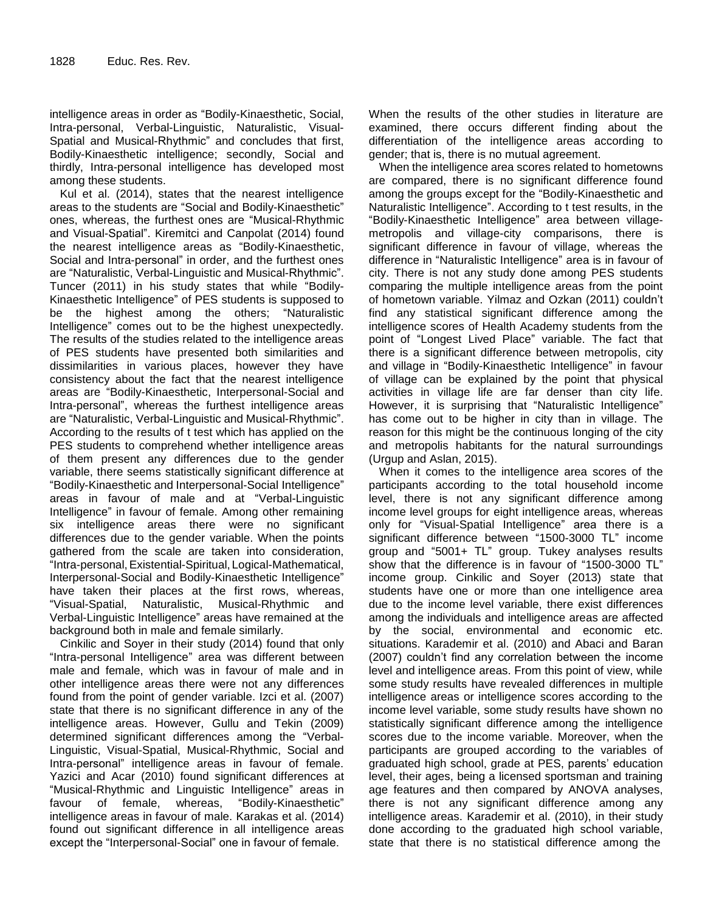intelligence areas in order as "Bodily-Kinaesthetic, Social, Intra-personal, Verbal-Linguistic, Naturalistic, Visual-Spatial and Musical-Rhythmic" and concludes that first, Bodily-Kinaesthetic intelligence; secondly, Social and thirdly, Intra-personal intelligence has developed most among these students.

Kul et al. (2014), states that the nearest intelligence areas to the students are "Social and Bodily-Kinaesthetic" ones, whereas, the furthest ones are "Musical-Rhythmic and Visual-Spatial". Kiremitci and Canpolat (2014) found the nearest intelligence areas as "Bodily-Kinaesthetic, Social and Intra-personal" in order, and the furthest ones are "Naturalistic, Verbal-Linguistic and Musical-Rhythmic". Tuncer (2011) in his study states that while "Bodily-Kinaesthetic Intelligence" of PES students is supposed to be the highest among the others; "Naturalistic Intelligence" comes out to be the highest unexpectedly. The results of the studies related to the intelligence areas of PES students have presented both similarities and dissimilarities in various places, however they have consistency about the fact that the nearest intelligence areas are "Bodily-Kinaesthetic, Interpersonal-Social and Intra-personal", whereas the furthest intelligence areas are "Naturalistic, Verbal-Linguistic and Musical-Rhythmic". According to the results of t test which has applied on the PES students to comprehend whether intelligence areas of them present any differences due to the gender variable, there seems statistically significant difference at "Bodily-Kinaesthetic and Interpersonal-Social Intelligence" areas in favour of male and at "Verbal-Linguistic Intelligence" in favour of female. Among other remaining six intelligence areas there were no significant differences due to the gender variable. When the points gathered from the scale are taken into consideration, "Intra-personal, Existential-Spiritual, Logical-Mathematical, Interpersonal-Social and Bodily-Kinaesthetic Intelligence" have taken their places at the first rows, whereas, "Visual-Spatial, Naturalistic, Musical-Rhythmic and Verbal-Linguistic Intelligence" areas have remained at the background both in male and female similarly.

Cinkilic and Soyer in their study (2014) found that only "Intra-personal Intelligence" area was different between male and female, which was in favour of male and in other intelligence areas there were not any differences found from the point of gender variable. Izci et al. (2007) state that there is no significant difference in any of the intelligence areas. However, Gullu and Tekin (2009) determined significant differences among the "Verbal-Linguistic, Visual-Spatial, Musical-Rhythmic, Social and Intra-personal" intelligence areas in favour of female. Yazici and Acar (2010) found significant differences at "Musical-Rhythmic and Linguistic Intelligence" areas in favour of female, whereas, "Bodily-Kinaesthetic" intelligence areas in favour of male. Karakas et al. (2014) found out significant difference in all intelligence areas except the "Interpersonal-Social" one in favour of female.

When the results of the other studies in literature are examined, there occurs different finding about the differentiation of the intelligence areas according to gender; that is, there is no mutual agreement.

When the intelligence area scores related to hometowns are compared, there is no significant difference found among the groups except for the "Bodily-Kinaesthetic and Naturalistic Intelligence". According to t test results, in the "Bodily-Kinaesthetic Intelligence" area between village-metropolis and village-city comparisons, there is significant difference in favour of village, whereas the difference in "Naturalistic Intelligence" area is in favour of city. There is not any study done among PES students comparing the multiple intelligence areas from the point of hometown variable. Yilmaz and Ozkan (2011) couldn't find any statistical significant difference among the intelligence scores of Health Academy students from the point of "Longest Lived Place" variable. The fact that there is a significant difference between metropolis, city and village in "Bodily-Kinaesthetic Intelligence" in favour of village can be explained by the point that physical activities in village life are far denser than city life. However, it is surprising that "Naturalistic Intelligence" has come out to be higher in city than in village. The reason for this might be the continuous longing of the city and metropolis habitants for the natural surroundings (Urgup and Aslan, 2015).

When it comes to the intelligence area scores of the participants according to the total household income level, there is not any significant difference among income level groups for eight intelligence areas, whereas only for "Visual-Spatial Intelligence" area there is a significant difference between "1500-3000 TL" income group and "5001+ TL" group. Tukey analyses results show that the difference is in favour of "1500-3000 TL" income group. Cinkilic and Soyer (2013) state that students have one or more than one intelligence area due to the income level variable, there exist differences among the individuals and intelligence areas are affected by the social, environmental and economic etc. situations. Karademir et al. (2010) and Abaci and Baran (2007) couldn't find any correlation between the income level and intelligence areas. From this point of view, while some study results have revealed differences in multiple intelligence areas or intelligence scores according to the income level variable, some study results have shown no statistically significant difference among the intelligence scores due to the income variable. Moreover, when the participants are grouped according to the variables of graduated high school, grade at PES, parents' education level, their ages, being a licensed sportsman and training age features and then compared by ANOVA analyses, there is not any significant difference among any intelligence areas. Karademir et al. (2010), in their study done according to the graduated high school variable, state that there is no statistical difference among the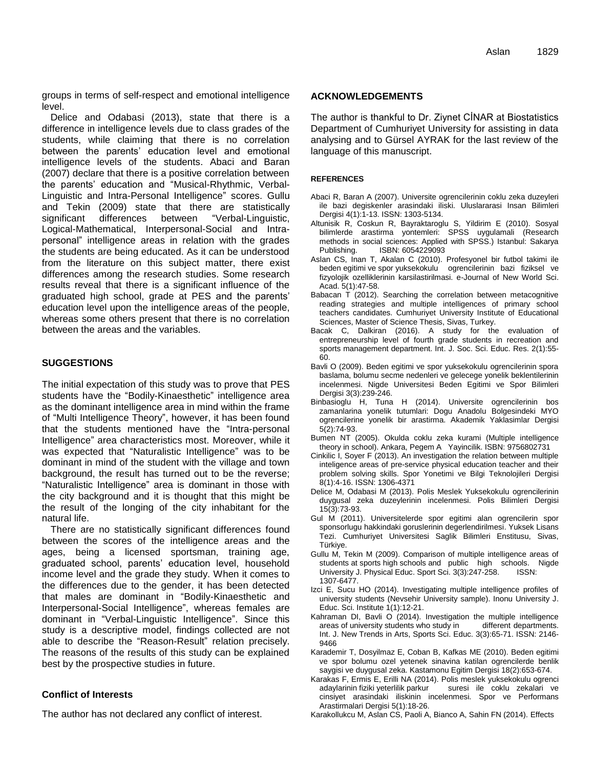groups in terms of self-respect and emotional intelligence level.

Delice and Odabasi (2013), state that there is a difference in intelligence levels due to class grades of the students, while claiming that there is no correlation between the parents' education level and emotional intelligence levels of the students. Abaci and Baran (2007) declare that there is a positive correlation between the parents' education and "Musical-Rhythmic, Verbal-Linguistic and Intra-Personal Intelligence" scores. Gullu and Tekin (2009) state that there are statistically significant differences between "Verbal-Linguistic, Logical-Mathematical, Interpersonal-Social and Intra-personal" intelligence areas in relation with the grades the students are being educated. As it can be understood from the literature on this subject matter, there exist differences among the research studies. Some research results reveal that there is a significant influence of the graduated high school, grade at PES and the parents' education level upon the intelligence areas of the people, whereas some others present that there is no correlation between the areas and the variables.

## SUGGESTIONS

The initial expectation of this study was to prove that PES students have the "Bodily-Kinaesthetic" intelligence area as the dominant intelligence area in mind within the frame of "Multi Intelligence Theory", however, it has been found that the students mentioned have the "Intra-personal Intelligence" area characteristics most. Moreover, while it was expected that "Naturalistic Intelligence" was to be dominant in mind of the student with the village and town background, the result has turned out to be the reverse; "Naturalistic Intelligence" area is dominant in those with the city background and it is thought that this might be the result of the longing of the city inhabitant for the natural life.

There are no statistically significant differences found between the scores of the intelligence areas and the ages, being a licensed sportsman, training age, graduated school, parents' education level, household income level and the grade they study. When it comes to the differences due to the gender, it has been detected that males are dominant in "Bodily-Kinaesthetic and Interpersonal-Social Intelligence", whereas females are dominant in "Verbal-Linguistic Intelligence". Since this study is a descriptive model, findings collected are not able to describe the "Reason-Result" relation precisely. The reasons of the results of this study can be explained best by the prospective studies in future.

### Conflict of Interests

The author has not declared any conflict of interest.

## ACKNOWLEDGEMENTS

The author is thankful to Dr. Ziynet CİNAR at Biostatistics Department of Cumhuriyet University for assisting in data analysing and to Gürsel AYRAK for the last review of the language of this manuscript.

## REFERENCES

Abaci R, Baran A (2007). Universite ogrencilerinin coklu zeka duzeyleri ile bazi degiskenler arasindaki iliski. Uluslararasi Insan Bilimleri Dergisi 4(1):1-13. ISSN: 1303-5134.

Altunisik R, Coskun R, Bayraktaroglu S, Yildirim E (2010). Sosyal bilimlerde arastirma yontemleri: SPSS uygulamali (Research methods in social sciences: Applied with SPSS.) Istanbul: Sakarya Publishing. ISBN: 6054229093

Aslan CS, Inan T, Akalan C (2010). Profesyonel bir futbol takimi ile beden egitimi ve spor yuksekokulu ogrencilerinin bazi fiziksel ve fizyolojik ozelliklerinin karsilastirilmasi. e-Journal of New World Sci. Acad. 5(1):47-58.

Babacan T (2012). Searching the correlation between metacognitive reading strategies and multiple intelligences of primary school teachers candidates. Cumhuriyet University Institute of Educational Sciences, Master of Science Thesis, Sivas, Turkey.

Bacak C, Dalkiran (2016). A study for the evaluation of entrepreneurship level of fourth grade students in recreation and sports management department. Int. J. Soc. Sci. Educ. Res. 2(1):55-60.

Bavli O (2009). Beden egitimi ve spor yuksekokulu ogrencilerinin spora baslama, bolumu secme nedenleri ve gelecege yonelik beklentilerinin incelenmesi. Nigde Universitesi Beden Egitimi ve Spor Bilimleri Dergisi 3(3):239-246.

Binbasioglu H, Tuna H (2014). Universite ogrencilerinin bos zamanlarina yonelik tutumlari: Dogu Anadolu Bolgesindeki MYO ogrencilerine yonelik bir arastirma. Akademik Yaklasimlar Dergisi 5(2):74-93.

Bumen NT (2005). Okulda coklu zeka kurami (Multiple intelligence theory in school). Ankara, Pegem A Yayincilik. ISBN: 9756802731

Cinkilic I, Soyer F (2013). An investigation the relation between multiple inteligence areas of pre-service physical education teacher and their problem solving skills. Spor Yonetimi ve Bilgi Teknolojileri Dergisi 8(1):4-16. ISSN: 1306-4371

Delice M, Odabasi M (2013). Polis Meslek Yuksekokulu ogrencilerinin duygusal zeka duzeylerinin incelenmesi. Polis Bilimleri Dergisi 15(3):73-93.

Gul M (2011). Universitelerde spor egitimi alan ogrencilerin spor sponsorlugu hakkindaki goruslerinin degerlendirilmesi. Yuksek Lisans Tezi. Cumhuriyet Universitesi Saglik Bilimleri Enstitusu, Sivas, Türkiye.

Gullu M, Tekin M (2009). Comparison of multiple intelligence areas of students at sports high schools and public high schools. Nigde University J. Physical Educ. Sport Sci. 3(3):247-258. ISSN: 1307-6477.

Izci E, Sucu HO (2014). Investigating multiple intelligence profiles of university students (Nevsehir University sample). Inonu University J. Educ. Sci. Institute 1(1):12-21.

Kahraman DI, Bavli O (2014). Investigation the multiple intelligence areas of university students who study in different departments. Int. J. New Trends in Arts, Sports Sci. Educ. 3(3):65-71. ISSN: 2146-9466

Karademir T, Dosyilmaz E, Coban B, Kafkas ME (2010). Beden egitimi ve spor bolumu ozel yetenek sinavina katilan ogrencilerde benlik saygisi ve duygusal zeka. Kastamonu Egitim Dergisi 18(2):653-674.

Karakas F, Ermis E, Erilli NA (2014). Polis meslek yuksekokulu ogrenci adaylarinin fiziki yeterlilik parkur suresi ile coklu zekalari ve cinsiyet arasindaki iliskinin incelenmesi. Spor ve Performans Arastirmalari Dergisi 5(1):18-26.

Karakollukcu M, Aslan CS, Paoli A, Bianco A, Sahin FN (2014). Effects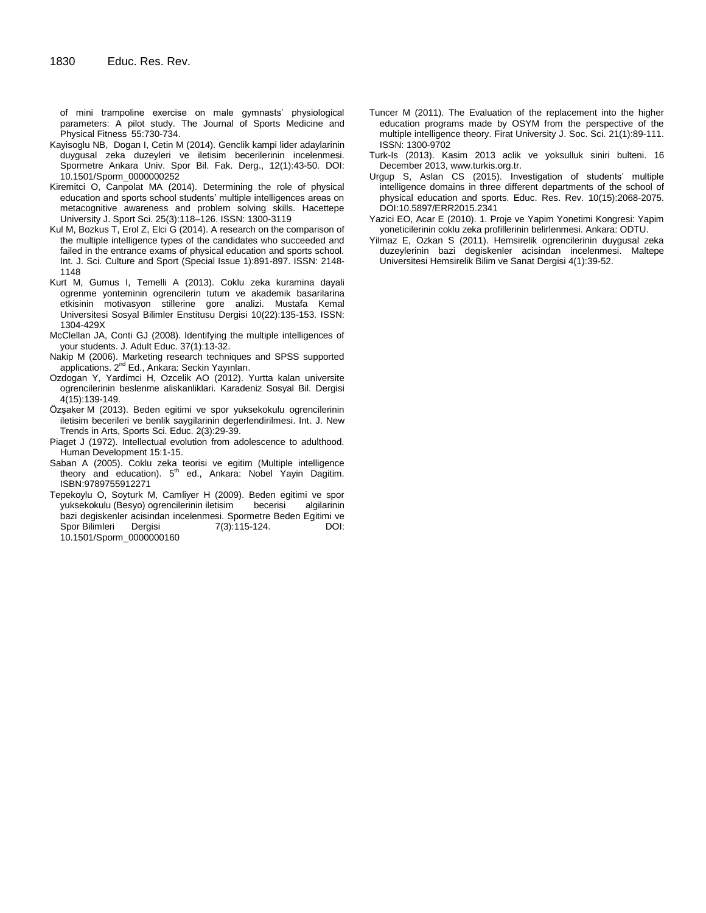of mini trampoline exercise on male gymnasts' physiological parameters: A pilot study. The Journal of Sports Medicine and Physical Fitness 55:730-734.

Kayisoglu NB, Dogan I, Cetin M (2014). Genclik kampi lider adaylarinin duygusal zeka duzeyleri ve iletisim becerilerinin incelenmesi. Spormetre Ankara Univ. Spor Bil. Fak. Derg., 12(1):43-50. DOI: 10.1501/Sporm_0000000252

Kiremitci O, Canpolat MA (2014). Determining the role of physical education and sports school students' multiple intelligences areas on metacognitive awareness and problem solving skills. Hacettepe University J. Sport Sci. 25(3):118–126. ISSN: 1300-3119

Kul M, Bozkus T, Erol Z, Elci G (2014). A research on the comparison of the multiple intelligence types of the candidates who succeeded and failed in the entrance exams of physical education and sports school. Int. J. Sci. Culture and Sport (Special Issue 1):891-897. ISSN: 2148-1148

Kurt M, Gumus I, Temelli A (2013). Coklu zeka kuramina dayali ogrenme yonteminin ogrencilerin tutum ve akademik basarilarina etkisinin motivasyon stillerine gore analizi. Mustafa Kemal Universitesi Sosyal Bilimler Enstitusu Dergisi 10(22):135-153. ISSN: 1304-429X

McClellan JA, Conti GJ (2008). Identifying the multiple intelligences of your students. J. Adult Educ. 37(1):13-32.

Nakip M (2006). Marketing research techniques and SPSS supported applications. 2nd Ed., Ankara: Seckin Yayınları.

Ozdogan Y, Yardimci H, Ozcelik AO (2012). Yurtta kalan universite ogrencilerinin beslenme aliskanliklari. Karadeniz Sosyal Bil. Dergisi 4(15):139-149.

Özşaker M (2013). Beden egitimi ve spor yuksekokulu ogrencilerinin iletisim becerileri ve benlik saygilarinin degerlendirilmesi. Int. J. New Trends in Arts, Sports Sci. Educ. 2(3):29-39.

Piaget J (1972). Intellectual evolution from adolescence to adulthood. Human Development 15:1-15.

Saban A (2005). Coklu zeka teorisi ve egitim (Multiple intelligence theory and education). 5th ed., Ankara: Nobel Yayin Dagitim. ISBN:9789755912271

Tepekoylu O, Soyturk M, Camliyer H (2009). Beden egitimi ve spor yuksekokulu (Besyo) ogrencilerinin iletisim becerisi algilarinin bazi degiskenler acisindan incelenmesi. Spormetre Beden Egitimi ve Spor Bilimleri Dergisi 7(3):115-124. DOI: 10.1501/Sporm_0000000160

Tuncer M (2011). The Evaluation of the replacement into the higher education programs made by OSYM from the perspective of the multiple intelligence theory. Firat University J. Soc. Sci. 21(1):89-111. ISSN: 1300-9702

Turk-Is (2013). Kasim 2013 aclik ve yoksulluk siniri bulteni. 16 December 2013, www.turkis.org.tr.

Urgup S, Aslan CS (2015). Investigation of students' multiple intelligence domains in three different departments of the school of physical education and sports. Educ. Res. Rev. 10(15):2068-2075. DOI:10.5897/ERR2015.2341

Yazici EO, Acar E (2010). 1. Proje ve Yapim Yonetimi Kongresi: Yapim yoneticilerinin coklu zeka profillerinin belirlenmesi. Ankara: ODTU.

Yilmaz E, Ozkan S (2011). Hemsirelik ogrencilerinin duygusal zeka duzeylerinin bazi degiskenler acisindan incelenmesi. Maltepe Universitesi Hemsirelik Bilim ve Sanat Dergisi 4(1):39-52.